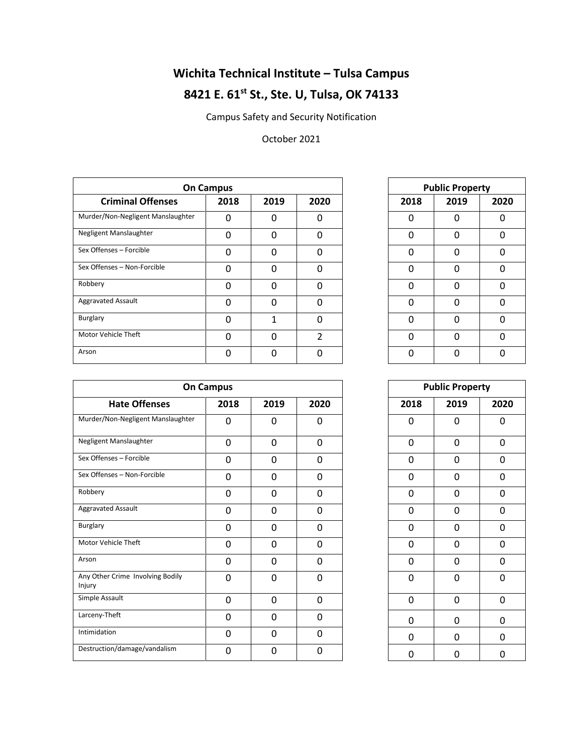# Wichita Technical Institute – Tulsa Campus

# 8421 E. 61st St., Ste. U, Tulsa, OK 74133

Campus Safety and Security Notification

October 2021

| | On Campus | | | Public Property | | |
|---|---|---|---|---|---|---|
| **Criminal Offenses** | **2018** | **2019** | **2020** | **2018** | **2019** | **2020** |
| Murder/Non-Negligent Manslaughter | 0 | 0 | 0 | 0 | 0 | 0 |
| Negligent Manslaughter | 0 | 0 | 0 | 0 | 0 | 0 |
| Sex Offenses – Forcible | 0 | 0 | 0 | 0 | 0 | 0 |
| Sex Offenses – Non-Forcible | 0 | 0 | 0 | 0 | 0 | 0 |
| Robbery | 0 | 0 | 0 | 0 | 0 | 0 |
| Aggravated Assault | 0 | 0 | 0 | 0 | 0 | 0 |
| Burglary | 0 | 1 | 0 | 0 | 0 | 0 |
| Motor Vehicle Theft | 0 | 0 | 2 | 0 | 0 | 0 |
| Arson | 0 | 0 | 0 | 0 | 0 | 0 |

| | On Campus | | | Public Property | | |
|---|---|---|---|---|---|---|
| **Hate Offenses** | **2018** | **2019** | **2020** | **2018** | **2019** | **2020** |
| Murder/Non-Negligent Manslaughter | 0 | 0 | 0 | 0 | 0 | 0 |
| Negligent Manslaughter | 0 | 0 | 0 | 0 | 0 | 0 |
| Sex Offenses – Forcible | 0 | 0 | 0 | 0 | 0 | 0 |
| Sex Offenses – Non-Forcible | 0 | 0 | 0 | 0 | 0 | 0 |
| Robbery | 0 | 0 | 0 | 0 | 0 | 0 |
| Aggravated Assault | 0 | 0 | 0 | 0 | 0 | 0 |
| Burglary | 0 | 0 | 0 | 0 | 0 | 0 |
| Motor Vehicle Theft | 0 | 0 | 0 | 0 | 0 | 0 |
| Arson | 0 | 0 | 0 | 0 | 0 | 0 |
| Any Other Crime Involving Bodily Injury | 0 | 0 | 0 | 0 | 0 | 0 |
| Simple Assault | 0 | 0 | 0 | 0 | 0 | 0 |
| Larceny-Theft | 0 | 0 | 0 | 0 | 0 | 0 |
| Intimidation | 0 | 0 | 0 | 0 | 0 | 0 |
| Destruction/damage/vandalism | 0 | 0 | 0 | 0 | 0 | 0 |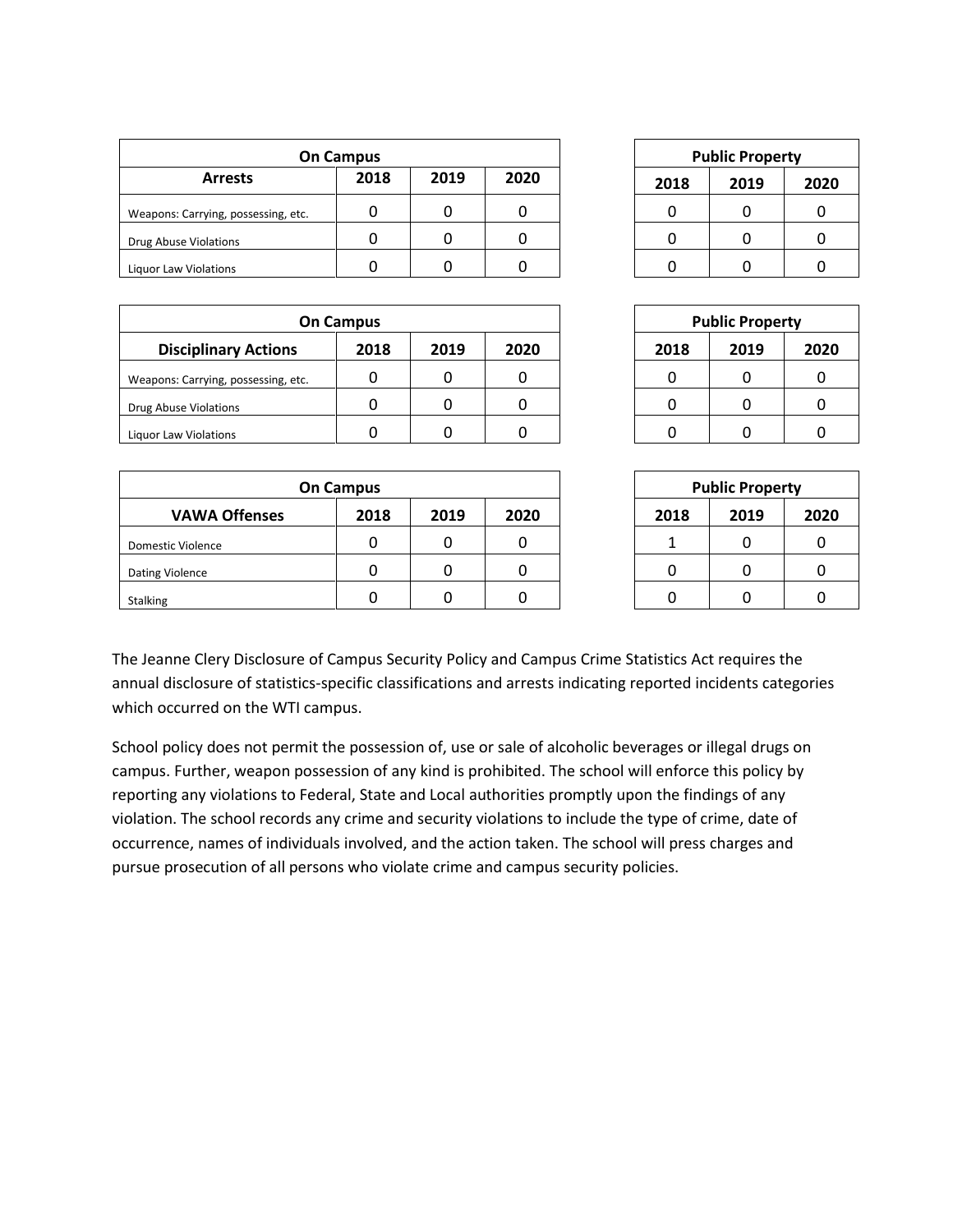| On Campus | | | | Public Property | | |
|---|---|---|---|---|---|---|
| **Arrests** | **2018** | **2019** | **2020** | **2018** | **2019** | **2020** |
| Weapons: Carrying, possessing, etc. | 0 | 0 | 0 | 0 | 0 | 0 |
| Drug Abuse Violations | 0 | 0 | 0 | 0 | 0 | 0 |
| Liquor Law Violations | 0 | 0 | 0 | 0 | 0 | 0 |

| On Campus | | | | Public Property | | |
|---|---|---|---|---|---|---|
| **Disciplinary Actions** | **2018** | **2019** | **2020** | **2018** | **2019** | **2020** |
| Weapons: Carrying, possessing, etc. | 0 | 0 | 0 | 0 | 0 | 0 |
| Drug Abuse Violations | 0 | 0 | 0 | 0 | 0 | 0 |
| Liquor Law Violations | 0 | 0 | 0 | 0 | 0 | 0 |

| On Campus | | | | Public Property | | |
|---|---|---|---|---|---|---|
| **VAWA Offenses** | **2018** | **2019** | **2020** | **2018** | **2019** | **2020** |
| Domestic Violence | 0 | 0 | 0 | 1 | 0 | 0 |
| Dating Violence | 0 | 0 | 0 | 0 | 0 | 0 |
| Stalking | 0 | 0 | 0 | 0 | 0 | 0 |

The Jeanne Clery Disclosure of Campus Security Policy and Campus Crime Statistics Act requires the annual disclosure of statistics-specific classifications and arrests indicating reported incidents categories which occurred on the WTI campus.

School policy does not permit the possession of, use or sale of alcoholic beverages or illegal drugs on campus. Further, weapon possession of any kind is prohibited. The school will enforce this policy by reporting any violations to Federal, State and Local authorities promptly upon the findings of any violation. The school records any crime and security violations to include the type of crime, date of occurrence, names of individuals involved, and the action taken. The school will press charges and pursue prosecution of all persons who violate crime and campus security policies.